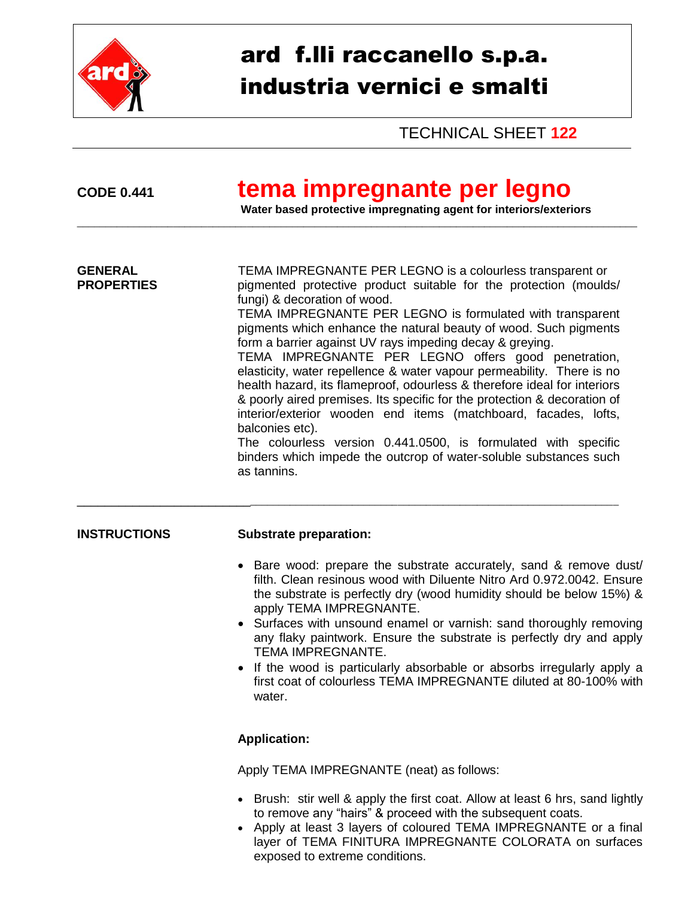# ard f.lli raccanello s.p.a.
# industria vernici e smalti

TECHNICAL SHEET **122**

**CODE 0.441**

# tema impregnante per legno

**Water based protective impregnating agent for interiors/exteriors**

---

**GENERAL PROPERTIES**

TEMA IMPREGNANTE PER LEGNO is a colourless transparent or pigmented protective product suitable for the protection (moulds/ fungi) & decoration of wood.
TEMA IMPREGNANTE PER LEGNO is formulated with transparent pigments which enhance the natural beauty of wood. Such pigments form a barrier against UV rays impeding decay & greying.
TEMA IMPREGNANTE PER LEGNO offers good penetration, elasticity, water repellence & water vapour permeability. There is no health hazard, its flameproof, odourless & therefore ideal for interiors & poorly aired premises. Its specific for the protection & decoration of interior/exterior wooden end items (matchboard, facades, lofts, balconies etc).
The colourless version 0.441.0500, is formulated with specific binders which impede the outcrop of water-soluble substances such as tannins.

---

**INSTRUCTIONS**

**Substrate preparation:**

- Bare wood: prepare the substrate accurately, sand & remove dust/ filth. Clean resinous wood with Diluente Nitro Ard 0.972.0042. Ensure the substrate is perfectly dry (wood humidity should be below 15%) & apply TEMA IMPREGNANTE.
- Surfaces with unsound enamel or varnish: sand thoroughly removing any flaky paintwork. Ensure the substrate is perfectly dry and apply TEMA IMPREGNANTE.
- If the wood is particularly absorbable or absorbs irregularly apply a first coat of colourless TEMA IMPREGNANTE diluted at 80-100% with water.

**Application:**

Apply TEMA IMPREGNANTE (neat) as follows:

- Brush: stir well & apply the first coat. Allow at least 6 hrs, sand lightly to remove any "hairs" & proceed with the subsequent coats.
- Apply at least 3 layers of coloured TEMA IMPREGNANTE or a final layer of TEMA FINITURA IMPREGNANTE COLORATA on surfaces exposed to extreme conditions.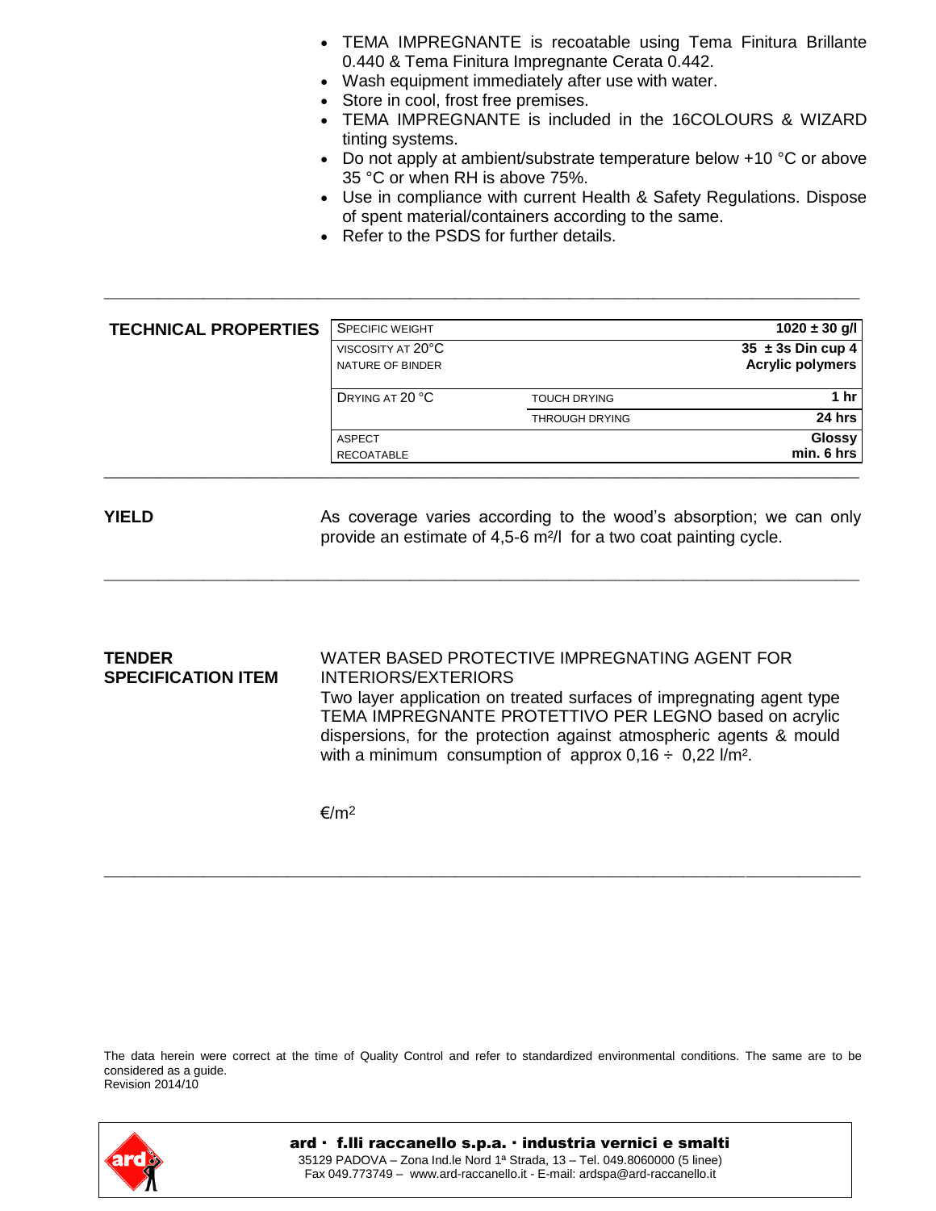- TEMA IMPREGNANTE is recoatable using Tema Finitura Brillante 0.440 & Tema Finitura Impregnante Cerata 0.442.
- Wash equipment immediately after use with water.
- Store in cool, frost free premises.
- TEMA IMPREGNANTE is included in the 16COLOURS & WIZARD tinting systems.
- Do not apply at ambient/substrate temperature below +10 °C or above 35 °C or when RH is above 75%.
- Use in compliance with current Health & Safety Regulations. Dispose of spent material/containers according to the same.
- Refer to the PSDS for further details.

## TECHNICAL PROPERTIES

| | | |
|---|---|---|
| SPECIFIC WEIGHT | | **1020 ± 30 g/l** |
| VISCOSITY AT 20°C | | **35 ± 3s Din cup 4** |
| NATURE OF BINDER | | **Acrylic polymers** |
| DRYING AT 20 °C | TOUCH DRYING | **1 hr** |
| | THROUGH DRYING | **24 hrs** |
| ASPECT | | **Glossy** |
| RECOATABLE | | **min. 6 hrs** |

## YIELD

As coverage varies according to the wood's absorption; we can only provide an estimate of 4,5-6 m²/l for a two coat painting cycle.

## TENDER SPECIFICATION ITEM

WATER BASED PROTECTIVE IMPREGNATING AGENT FOR INTERIORS/EXTERIORS
Two layer application on treated surfaces of impregnating agent type TEMA IMPREGNANTE PROTETTIVO PER LEGNO based on acrylic dispersions, for the protection against atmospheric agents & mould with a minimum consumption of approx 0,16 ÷ 0,22 l/m².

€/m²

The data herein were correct at the time of Quality Control and refer to standardized environmental conditions. The same are to be considered as a guide.
Revision 2014/10

**ard · f.lli raccanello s.p.a. · industria vernici e smalti**
35129 PADOVA – Zona Ind.le Nord 1ª Strada, 13 – Tel. 049.8060000 (5 linee)
Fax 049.773749 – www.ard-raccanello.it - E-mail: ardspa@ard-raccanello.it